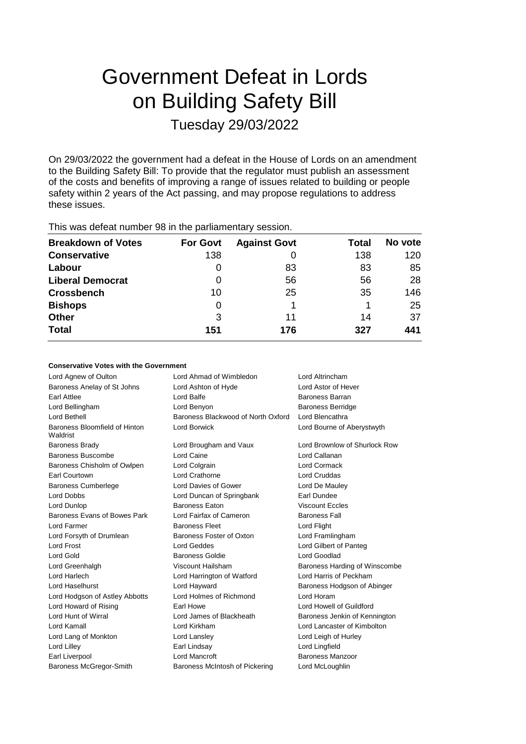# Government Defeat in Lords on Building Safety Bill

Tuesday 29/03/2022

On 29/03/2022 the government had a defeat in the House of Lords on an amendment to the Building Safety Bill: To provide that the regulator must publish an assessment of the costs and benefits of improving a range of issues related to building or people safety within 2 years of the Act passing, and may propose regulations to address these issues.

This was defeat number 98 in the parliamentary session.

| Breakdown of Votes | For Govt | Against Govt | Total | No vote |
|---|---|---|---|---|
| **Conservative** | 138 | 0 | 138 | 120 |
| **Labour** | 0 | 83 | 83 | 85 |
| **Liberal Democrat** | 0 | 56 | 56 | 28 |
| **Crossbench** | 10 | 25 | 35 | 146 |
| **Bishops** | 0 | 1 | 1 | 25 |
| **Other** | 3 | 11 | 14 | 37 |
| **Total** | **151** | **176** | **327** | **441** |

### Conservative Votes with the Government

| | | |
|---|---|---|
| Lord Agnew of Oulton | Lord Ahmad of Wimbledon | Lord Altrincham |
| Baroness Anelay of St Johns | Lord Ashton of Hyde | Lord Astor of Hever |
| Earl Attlee | Lord Balfe | Baroness Barran |
| Lord Bellingham | Lord Benyon | Baroness Berridge |
| Lord Bethell | Baroness Blackwood of North Oxford | Lord Blencathra |
| Baroness Bloomfield of Hinton Waldrist | Lord Borwick | Lord Bourne of Aberystwyth |
| Baroness Brady | Lord Brougham and Vaux | Lord Brownlow of Shurlock Row |
| Baroness Buscombe | Lord Caine | Lord Callanan |
| Baroness Chisholm of Owlpen | Lord Colgrain | Lord Cormack |
| Earl Courtown | Lord Crathorne | Lord Cruddas |
| Baroness Cumberlege | Lord Davies of Gower | Lord De Mauley |
| Lord Dobbs | Lord Duncan of Springbank | Earl Dundee |
| Lord Dunlop | Baroness Eaton | Viscount Eccles |
| Baroness Evans of Bowes Park | Lord Fairfax of Cameron | Baroness Fall |
| Lord Farmer | Baroness Fleet | Lord Flight |
| Lord Forsyth of Drumlean | Baroness Foster of Oxton | Lord Framlingham |
| Lord Frost | Lord Geddes | Lord Gilbert of Panteg |
| Lord Gold | Baroness Goldie | Lord Goodlad |
| Lord Greenhalgh | Viscount Hailsham | Baroness Harding of Winscombe |
| Lord Harlech | Lord Harrington of Watford | Lord Harris of Peckham |
| Lord Haselhurst | Lord Hayward | Baroness Hodgson of Abinger |
| Lord Hodgson of Astley Abbotts | Lord Holmes of Richmond | Lord Horam |
| Lord Howard of Rising | Earl Howe | Lord Howell of Guildford |
| Lord Hunt of Wirral | Lord James of Blackheath | Baroness Jenkin of Kennington |
| Lord Kamall | Lord Kirkham | Lord Lancaster of Kimbolton |
| Lord Lang of Monkton | Lord Lansley | Lord Leigh of Hurley |
| Lord Lilley | Earl Lindsay | Lord Lingfield |
| Earl Liverpool | Lord Mancroft | Baroness Manzoor |
| Baroness McGregor-Smith | Baroness McIntosh of Pickering | Lord McLoughlin |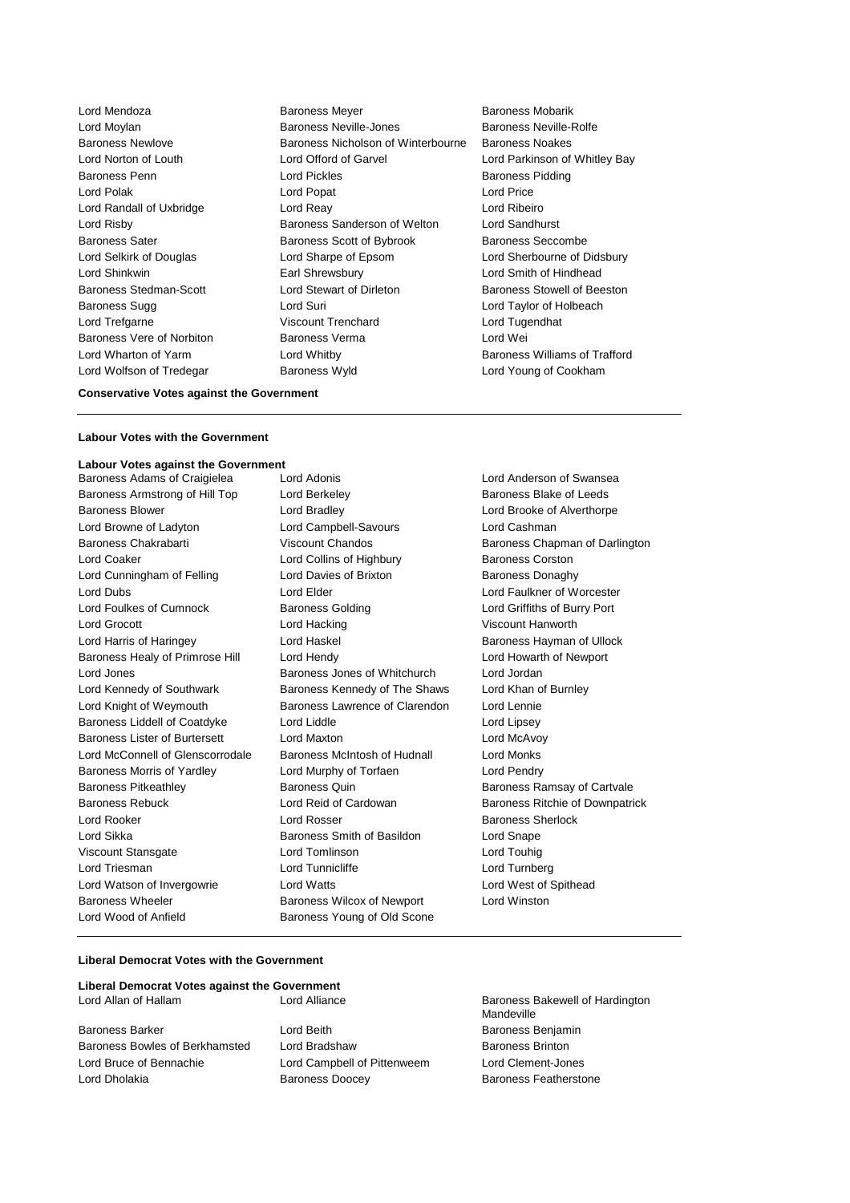Lord Mendoza
Baroness Meyer
Baroness Mobarik
Lord Moylan
Baroness Neville-Jones
Baroness Neville-Rolfe
Baroness Newlove
Baroness Nicholson of Winterbourne
Baroness Noakes
Lord Norton of Louth
Lord Offord of Garvel
Lord Parkinson of Whitley Bay
Baroness Penn
Lord Pickles
Baroness Pidding
Lord Polak
Lord Popat
Lord Price
Lord Randall of Uxbridge
Lord Reay
Lord Ribeiro
Lord Risby
Baroness Sanderson of Welton
Lord Sandhurst
Baroness Sater
Baroness Scott of Bybrook
Baroness Seccombe
Lord Selkirk of Douglas
Lord Sharpe of Epsom
Lord Sherbourne of Didsbury
Lord Shinkwin
Earl Shrewsbury
Lord Smith of Hindhead
Baroness Stedman-Scott
Lord Stewart of Dirleton
Baroness Stowell of Beeston
Baroness Sugg
Lord Suri
Lord Taylor of Holbeach
Lord Trefgarne
Viscount Trenchard
Lord Tugendhat
Baroness Vere of Norbiton
Baroness Verma
Lord Wei
Lord Wharton of Yarm
Lord Whitby
Baroness Williams of Trafford
Lord Wolfson of Tredegar
Baroness Wyld
Lord Young of Cookham

**Conservative Votes against the Government**

---

**Labour Votes with the Government**

**Labour Votes against the Government**

Baroness Adams of Craigielea
Lord Adonis
Lord Anderson of Swansea
Baroness Armstrong of Hill Top
Lord Berkeley
Baroness Blake of Leeds
Baroness Blower
Lord Bradley
Lord Brooke of Alverthorpe
Lord Browne of Ladyton
Lord Campbell-Savours
Lord Cashman
Baroness Chakrabarti
Viscount Chandos
Baroness Chapman of Darlington
Lord Coaker
Lord Collins of Highbury
Baroness Corston
Lord Cunningham of Felling
Lord Davies of Brixton
Baroness Donaghy
Lord Dubs
Lord Elder
Lord Faulkner of Worcester
Lord Foulkes of Cumnock
Baroness Golding
Lord Griffiths of Burry Port
Lord Grocott
Lord Hacking
Viscount Hanworth
Lord Harris of Haringey
Lord Haskel
Baroness Hayman of Ullock
Baroness Healy of Primrose Hill
Lord Hendy
Lord Howarth of Newport
Lord Jones
Baroness Jones of Whitchurch
Lord Jordan
Lord Kennedy of Southwark
Baroness Kennedy of The Shaws
Lord Khan of Burnley
Lord Knight of Weymouth
Baroness Lawrence of Clarendon
Lord Lennie
Baroness Liddell of Coatdyke
Lord Liddle
Lord Lipsey
Baroness Lister of Burtersett
Lord Maxton
Lord McAvoy
Lord McConnell of Glenscorrodale
Baroness McIntosh of Hudnall
Lord Monks
Baroness Morris of Yardley
Lord Murphy of Torfaen
Lord Pendry
Baroness Pitkeathley
Baroness Quin
Baroness Ramsay of Cartvale
Baroness Rebuck
Lord Reid of Cardowan
Baroness Ritchie of Downpatrick
Lord Rooker
Lord Rosser
Baroness Sherlock
Lord Sikka
Baroness Smith of Basildon
Lord Snape
Viscount Stansgate
Lord Tomlinson
Lord Touhig
Lord Triesman
Lord Tunnicliffe
Lord Turnberg
Lord Watson of Invergowrie
Lord Watts
Lord West of Spithead
Baroness Wheeler
Baroness Wilcox of Newport
Lord Winston
Lord Wood of Anfield
Baroness Young of Old Scone

---

**Liberal Democrat Votes with the Government**

**Liberal Democrat Votes against the Government**

Lord Allan of Hallam
Lord Alliance
Baroness Bakewell of Hardington Mandeville
Baroness Barker
Lord Beith
Baroness Benjamin
Baroness Bowles of Berkhamsted
Lord Bradshaw
Baroness Brinton
Lord Bruce of Bennachie
Lord Campbell of Pittenweem
Lord Clement-Jones
Lord Dholakia
Baroness Doocey
Baroness Featherstone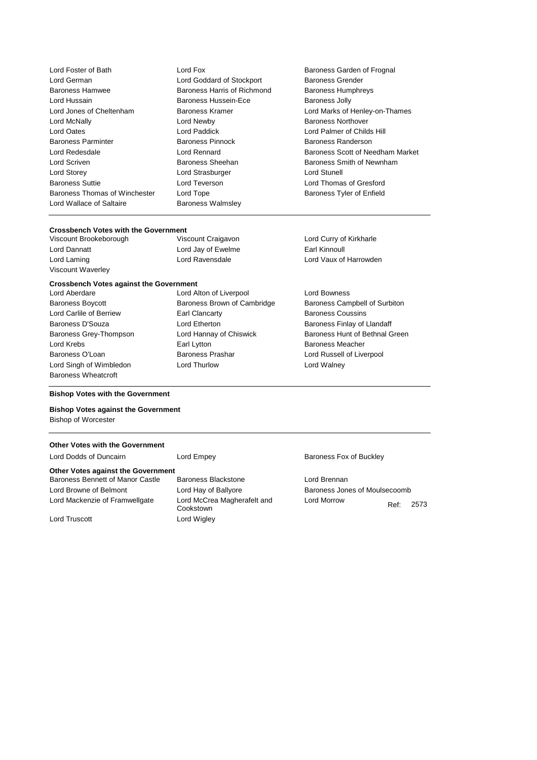Lord Foster of Bath
Lord Fox
Baroness Garden of Frognal
Lord German
Lord Goddard of Stockport
Baroness Grender
Baroness Hamwee
Baroness Harris of Richmond
Baroness Humphreys
Lord Hussain
Baroness Hussein-Ece
Baroness Jolly
Lord Jones of Cheltenham
Baroness Kramer
Lord Marks of Henley-on-Thames
Lord McNally
Lord Newby
Baroness Northover
Lord Oates
Lord Paddick
Lord Palmer of Childs Hill
Baroness Parminter
Baroness Pinnock
Baroness Randerson
Lord Redesdale
Lord Rennard
Baroness Scott of Needham Market
Lord Scriven
Baroness Sheehan
Baroness Smith of Newnham
Lord Storey
Lord Strasburger
Lord Stunell
Baroness Suttie
Lord Teverson
Lord Thomas of Gresford
Baroness Thomas of Winchester
Lord Tope
Baroness Tyler of Enfield
Lord Wallace of Saltaire
Baroness Walmsley

**Crossbench Votes with the Government**

Viscount Brookeborough
Viscount Craigavon
Lord Curry of Kirkharle
Lord Dannatt
Lord Jay of Ewelme
Earl Kinnoull
Lord Laming
Lord Ravensdale
Lord Vaux of Harrowden
Viscount Waverley

**Crossbench Votes against the Government**

Lord Aberdare
Lord Alton of Liverpool
Lord Bowness
Baroness Boycott
Baroness Brown of Cambridge
Baroness Campbell of Surbiton
Lord Carlile of Berriew
Earl Clancarty
Baroness Coussins
Baroness D'Souza
Lord Etherton
Baroness Finlay of Llandaff
Baroness Grey-Thompson
Lord Hannay of Chiswick
Baroness Hunt of Bethnal Green
Lord Krebs
Earl Lytton
Baroness Meacher
Baroness O'Loan
Baroness Prashar
Lord Russell of Liverpool
Lord Singh of Wimbledon
Lord Thurlow
Lord Walney
Baroness Wheatcroft

**Bishop Votes with the Government**

**Bishop Votes against the Government**

Bishop of Worcester

**Other Votes with the Government**

Lord Dodds of Duncairn
Lord Empey
Baroness Fox of Buckley

**Other Votes against the Government**

Baroness Bennett of Manor Castle
Baroness Blackstone
Lord Brennan
Lord Browne of Belmont
Lord Hay of Ballyore
Baroness Jones of Moulsecoomb
Lord Mackenzie of Framwellgate
Lord McCrea Magherafelt and Cookstown
Lord Morrow
Lord Truscott
Lord Wigley

Ref: 2573